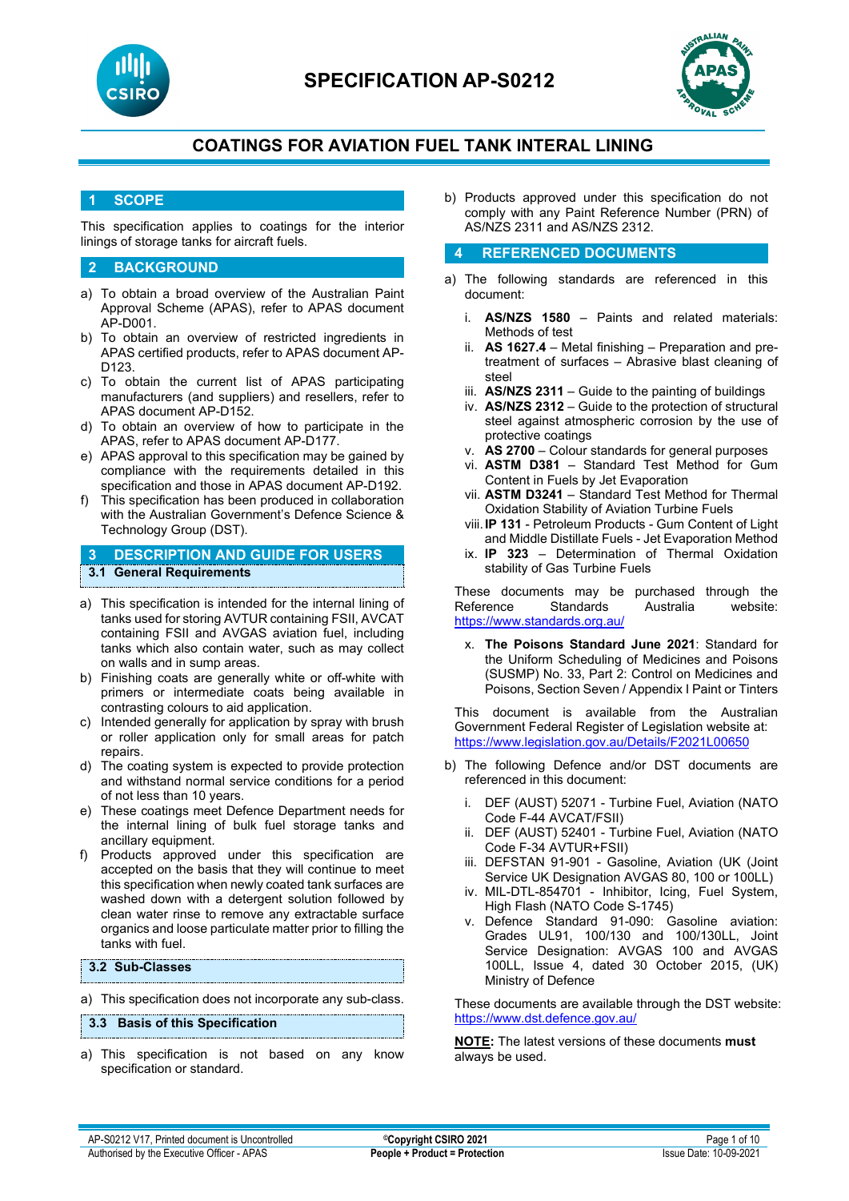# SPECIFICATION AP-S0212

## COATINGS FOR AVIATION FUEL TANK INTERAL LINING

## 1 SCOPE

This specification applies to coatings for the interior linings of storage tanks for aircraft fuels.

## 2 BACKGROUND

a) To obtain a broad overview of the Australian Paint Approval Scheme (APAS), refer to APAS document AP-D001.
b) To obtain an overview of restricted ingredients in APAS certified products, refer to APAS document AP-D123.
c) To obtain the current list of APAS participating manufacturers (and suppliers) and resellers, refer to APAS document AP-D152.
d) To obtain an overview of how to participate in the APAS, refer to APAS document AP-D177.
e) APAS approval to this specification may be gained by compliance with the requirements detailed in this specification and those in APAS document AP-D192.
f) This specification has been produced in collaboration with the Australian Government's Defence Science & Technology Group (DST).

## 3 DESCRIPTION AND GUIDE FOR USERS

### 3.1 General Requirements

a) This specification is intended for the internal lining of tanks used for storing AVTUR containing FSII, AVCAT containing FSII and AVGAS aviation fuel, including tanks which also contain water, such as may collect on walls and in sump areas.
b) Finishing coats are generally white or off-white with primers or intermediate coats being available in contrasting colours to aid application.
c) Intended generally for application by spray with brush or roller application only for small areas for patch repairs.
d) The coating system is expected to provide protection and withstand normal service conditions for a period of not less than 10 years.
e) These coatings meet Defence Department needs for the internal lining of bulk fuel storage tanks and ancillary equipment.
f) Products approved under this specification are accepted on the basis that they will continue to meet this specification when newly coated tank surfaces are washed down with a detergent solution followed by clean water rinse to remove any extractable surface organics and loose particulate matter prior to filling the tanks with fuel.

### 3.2 Sub-Classes

a) This specification does not incorporate any sub-class.

### 3.3 Basis of this Specification

a) This specification is not based on any know specification or standard.
b) Products approved under this specification do not comply with any Paint Reference Number (PRN) of AS/NZS 2311 and AS/NZS 2312.

## 4 REFERENCED DOCUMENTS

a) The following standards are referenced in this document:

   i. **AS/NZS 1580** – Paints and related materials: Methods of test
   ii. **AS 1627.4** – Metal finishing – Preparation and pre-treatment of surfaces – Abrasive blast cleaning of steel
   iii. **AS/NZS 2311** – Guide to the painting of buildings
   iv. **AS/NZS 2312** – Guide to the protection of structural steel against atmospheric corrosion by the use of protective coatings
   v. **AS 2700** – Colour standards for general purposes
   vi. **ASTM D381** – Standard Test Method for Gum Content in Fuels by Jet Evaporation
   vii. **ASTM D3241** – Standard Test Method for Thermal Oxidation Stability of Aviation Turbine Fuels
   viii. **IP 131** - Petroleum Products - Gum Content of Light and Middle Distillate Fuels - Jet Evaporation Method
   ix. **IP 323** – Determination of Thermal Oxidation stability of Gas Turbine Fuels

   These documents may be purchased through the Reference Standards Australia website: https://www.standards.org.au/

   x. **The Poisons Standard June 2021**: Standard for the Uniform Scheduling of Medicines and Poisons (SUSMP) No. 33, Part 2: Control on Medicines and Poisons, Section Seven / Appendix I Paint or Tinters

   This document is available from the Australian Government Federal Register of Legislation website at: https://www.legislation.gov.au/Details/F2021L00650

b) The following Defence and/or DST documents are referenced in this document:

   i. DEF (AUST) 52071 - Turbine Fuel, Aviation (NATO Code F-44 AVCAT/FSII)
   ii. DEF (AUST) 52401 - Turbine Fuel, Aviation (NATO Code F-34 AVTUR+FSII)
   iii. DEFSTAN 91-901 - Gasoline, Aviation (UK (Joint Service UK Designation AVGAS 80, 100 or 100LL)
   iv. MIL-DTL-854701 - Inhibitor, Icing, Fuel System, High Flash (NATO Code S-1745)
   v. Defence Standard 91-090: Gasoline aviation: Grades UL91, 100/130 and 100/130LL, Joint Service Designation: AVGAS 100 and AVGAS 100LL, Issue 4, dated 30 October 2015, (UK) Ministry of Defence

   These documents are available through the DST website: https://www.dst.defence.gov.au/

**NOTE:** The latest versions of these documents **must** always be used.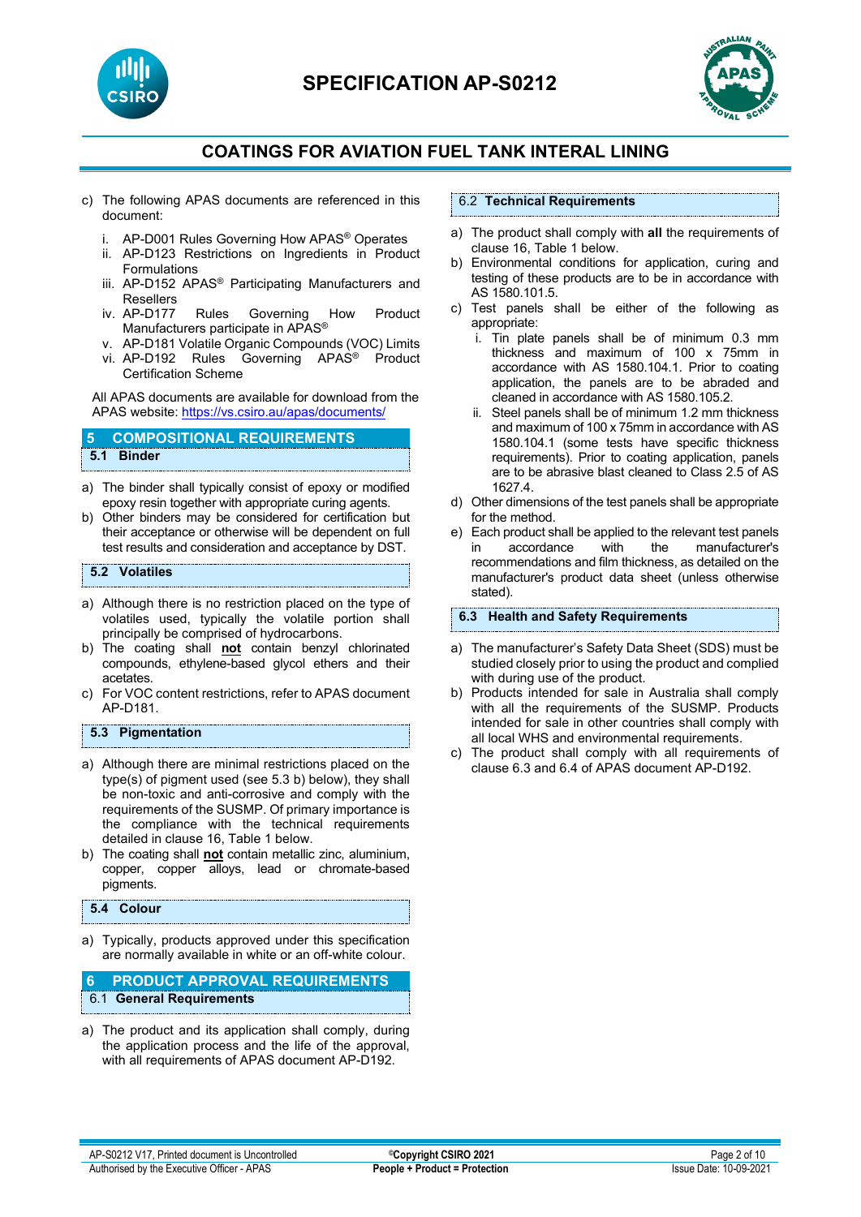c) The following APAS documents are referenced in this document:

   i. AP-D001 Rules Governing How APAS® Operates
   ii. AP-D123 Restrictions on Ingredients in Product Formulations
   iii. AP-D152 APAS® Participating Manufacturers and Resellers
   iv. AP-D177 Rules Governing How Product Manufacturers participate in APAS®
   v. AP-D181 Volatile Organic Compounds (VOC) Limits
   vi. AP-D192 Rules Governing APAS® Product Certification Scheme

All APAS documents are available for download from the APAS website: https://vs.csiro.au/apas/documents/

## 5 COMPOSITIONAL REQUIREMENTS

### 5.1 Binder

a) The binder shall typically consist of epoxy or modified epoxy resin together with appropriate curing agents.
b) Other binders may be considered for certification but their acceptance or otherwise will be dependent on full test results and consideration and acceptance by DST.

### 5.2 Volatiles

a) Although there is no restriction placed on the type of volatiles used, typically the volatile portion shall principally be comprised of hydrocarbons.
b) The coating shall **not** contain benzyl chlorinated compounds, ethylene-based glycol ethers and their acetates.
c) For VOC content restrictions, refer to APAS document AP-D181.

### 5.3 Pigmentation

a) Although there are minimal restrictions placed on the type(s) of pigment used (see 5.3 b) below), they shall be non-toxic and anti-corrosive and comply with the requirements of the SUSMP. Of primary importance is the compliance with the technical requirements detailed in clause 16, Table 1 below.
b) The coating shall **not** contain metallic zinc, aluminium, copper, copper alloys, lead or chromate-based pigments.

### 5.4 Colour

a) Typically, products approved under this specification are normally available in white or an off-white colour.

## 6 PRODUCT APPROVAL REQUIREMENTS

### 6.1 General Requirements

a) The product and its application shall comply, during the application process and the life of the approval, with all requirements of APAS document AP-D192.

### 6.2 Technical Requirements

a) The product shall comply with **all** the requirements of clause 16, Table 1 below.
b) Environmental conditions for application, curing and testing of these products are to be in accordance with AS 1580.101.5.
c) Test panels shall be either of the following as appropriate:
   i. Tin plate panels shall be of minimum 0.3 mm thickness and maximum of 100 x 75mm in accordance with AS 1580.104.1. Prior to coating application, the panels are to be abraded and cleaned in accordance with AS 1580.105.2.
   ii. Steel panels shall be of minimum 1.2 mm thickness and maximum of 100 x 75mm in accordance with AS 1580.104.1 (some tests have specific thickness requirements). Prior to coating application, panels are to be abrasive blast cleaned to Class 2.5 of AS 1627.4.
d) Other dimensions of the test panels shall be appropriate for the method.
e) Each product shall be applied to the relevant test panels in accordance with the manufacturer's recommendations and film thickness, as detailed on the manufacturer's product data sheet (unless otherwise stated).

### 6.3 Health and Safety Requirements

a) The manufacturer's Safety Data Sheet (SDS) must be studied closely prior to using the product and complied with during use of the product.
b) Products intended for sale in Australia shall comply with all the requirements of the SUSMP. Products intended for sale in other countries shall comply with all local WHS and environmental requirements.
c) The product shall comply with all requirements of clause 6.3 and 6.4 of APAS document AP-D192.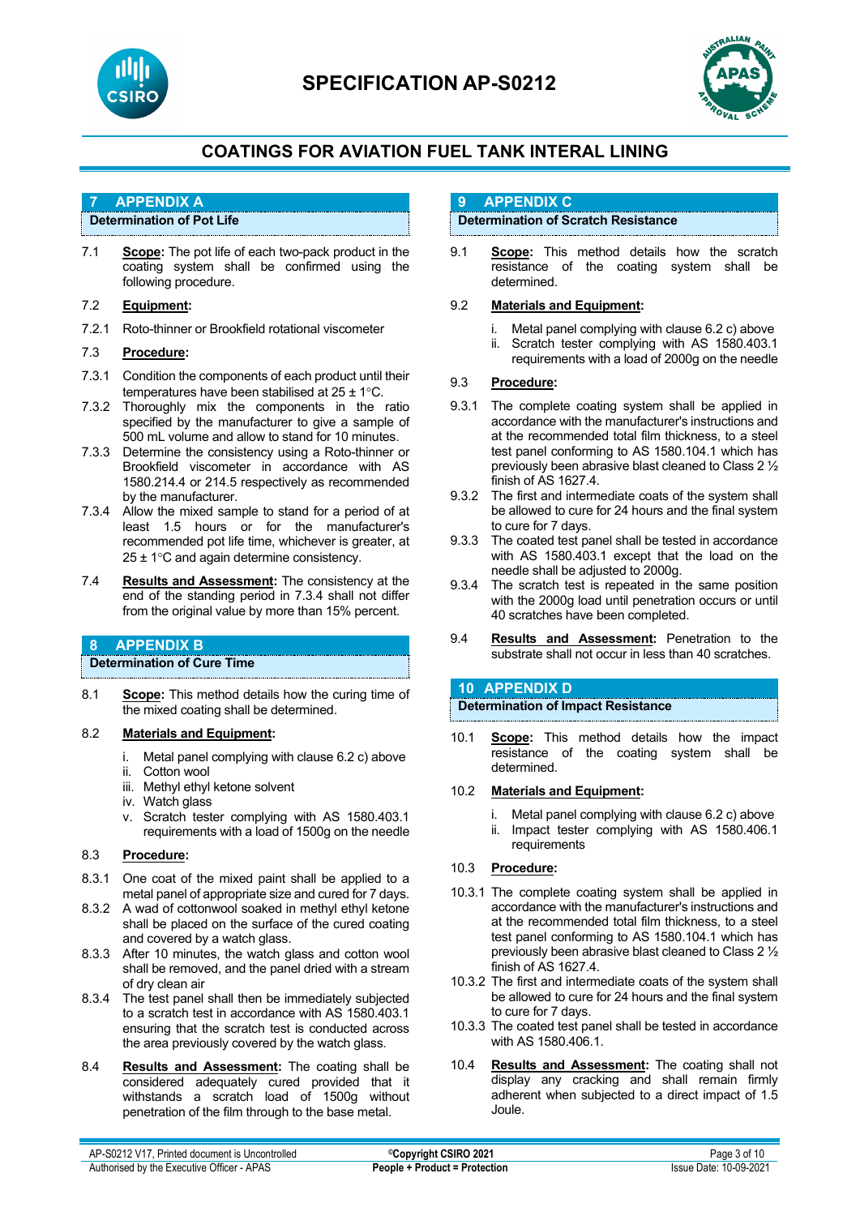# COATINGS FOR AVIATION FUEL TANK INTERAL LINING

## 7 APPENDIX A

### Determination of Pot Life

7.1 **Scope:** The pot life of each two-pack product in the coating system shall be confirmed using the following procedure.

7.2 **Equipment:**

7.2.1 Roto-thinner or Brookfield rotational viscometer

7.3 **Procedure:**

7.3.1 Condition the components of each product until their temperatures have been stabilised at 25 ± 1°C.

7.3.2 Thoroughly mix the components in the ratio specified by the manufacturer to give a sample of 500 mL volume and allow to stand for 10 minutes.

7.3.3 Determine the consistency using a Roto-thinner or Brookfield viscometer in accordance with AS 1580.214.4 or 214.5 respectively as recommended by the manufacturer.

7.3.4 Allow the mixed sample to stand for a period of at least 1.5 hours or for the manufacturer's recommended pot life time, whichever is greater, at 25 ± 1°C and again determine consistency.

7.4 **Results and Assessment:** The consistency at the end of the standing period in 7.3.4 shall not differ from the original value by more than 15% percent.

## 8 APPENDIX B

### Determination of Cure Time

8.1 **Scope:** This method details how the curing time of the mixed coating shall be determined.

8.2 **Materials and Equipment:**

i. Metal panel complying with clause 6.2 c) above
ii. Cotton wool
iii. Methyl ethyl ketone solvent
iv. Watch glass
v. Scratch tester complying with AS 1580.403.1 requirements with a load of 1500g on the needle

8.3 **Procedure:**

8.3.1 One coat of the mixed paint shall be applied to a metal panel of appropriate size and cured for 7 days.

8.3.2 A wad of cottonwool soaked in methyl ethyl ketone shall be placed on the surface of the cured coating and covered by a watch glass.

8.3.3 After 10 minutes, the watch glass and cotton wool shall be removed, and the panel dried with a stream of dry clean air

8.3.4 The test panel shall then be immediately subjected to a scratch test in accordance with AS 1580.403.1 ensuring that the scratch test is conducted across the area previously covered by the watch glass.

8.4 **Results and Assessment:** The coating shall be considered adequately cured provided that it withstands a scratch load of 1500g without penetration of the film through to the base metal.

## 9 APPENDIX C

### Determination of Scratch Resistance

9.1 **Scope:** This method details how the scratch resistance of the coating system shall be determined.

9.2 **Materials and Equipment:**

i. Metal panel complying with clause 6.2 c) above
ii. Scratch tester complying with AS 1580.403.1 requirements with a load of 2000g on the needle

9.3 **Procedure:**

9.3.1 The complete coating system shall be applied in accordance with the manufacturer's instructions and at the recommended total film thickness, to a steel test panel conforming to AS 1580.104.1 which has previously been abrasive blast cleaned to Class 2 ½ finish of AS 1627.4.

9.3.2 The first and intermediate coats of the system shall be allowed to cure for 24 hours and the final system to cure for 7 days.

9.3.3 The coated test panel shall be tested in accordance with AS 1580.403.1 except that the load on the needle shall be adjusted to 2000g.

9.3.4 The scratch test is repeated in the same position with the 2000g load until penetration occurs or until 40 scratches have been completed.

9.4 **Results and Assessment:** Penetration to the substrate shall not occur in less than 40 scratches.

## 10 APPENDIX D

### Determination of Impact Resistance

10.1 **Scope:** This method details how the impact resistance of the coating system shall be determined.

10.2 **Materials and Equipment:**

i. Metal panel complying with clause 6.2 c) above
ii. Impact tester complying with AS 1580.406.1 requirements

10.3 **Procedure:**

10.3.1 The complete coating system shall be applied in accordance with the manufacturer's instructions and at the recommended total film thickness, to a steel test panel conforming to AS 1580.104.1 which has previously been abrasive blast cleaned to Class 2 ½ finish of AS 1627.4.

10.3.2 The first and intermediate coats of the system shall be allowed to cure for 24 hours and the final system to cure for 7 days.

10.3.3 The coated test panel shall be tested in accordance with AS 1580.406.1.

10.4 **Results and Assessment:** The coating shall not display any cracking and shall remain firmly adherent when subjected to a direct impact of 1.5 Joule.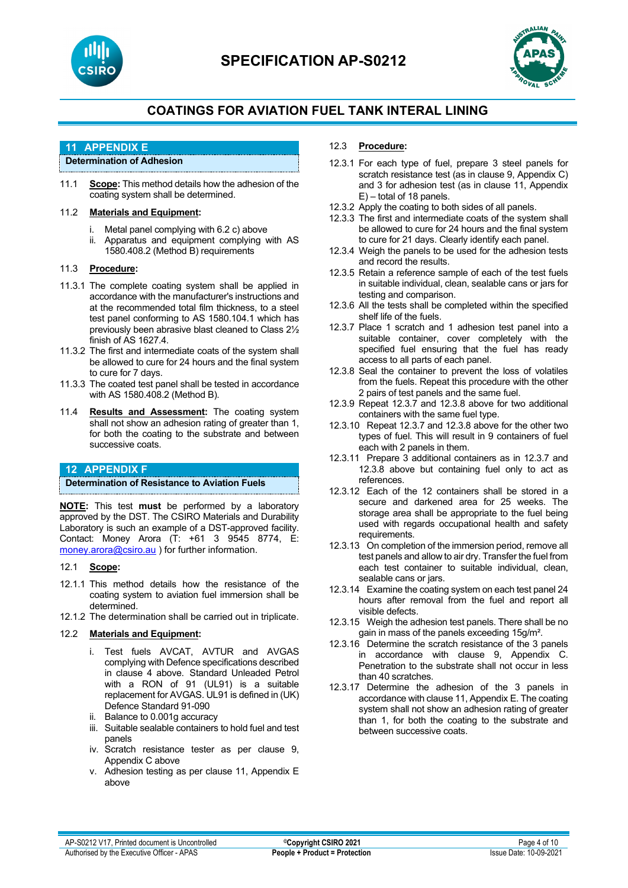## 11 APPENDIX E

### Determination of Adhesion

11.1 **Scope:** This method details how the adhesion of the coating system shall be determined.

11.2 **Materials and Equipment:**

i. Metal panel complying with 6.2 c) above
ii. Apparatus and equipment complying with AS 1580.408.2 (Method B) requirements

11.3 **Procedure:**

11.3.1 The complete coating system shall be applied in accordance with the manufacturer's instructions and at the recommended total film thickness, to a steel test panel conforming to AS 1580.104.1 which has previously been abrasive blast cleaned to Class 2½ finish of AS 1627.4.

11.3.2 The first and intermediate coats of the system shall be allowed to cure for 24 hours and the final system to cure for 7 days.

11.3.3 The coated test panel shall be tested in accordance with AS 1580.408.2 (Method B).

11.4 **Results and Assessment:** The coating system shall not show an adhesion rating of greater than 1, for both the coating to the substrate and between successive coats.

## 12 APPENDIX F

### Determination of Resistance to Aviation Fuels

**NOTE:** This test **must** be performed by a laboratory approved by the DST. The CSIRO Materials and Durability Laboratory is such an example of a DST-approved facility. Contact: Money Arora (T: +61 3 9545 8774, E: money.arora@csiro.au ) for further information.

12.1 **Scope:**

12.1.1 This method details how the resistance of the coating system to aviation fuel immersion shall be determined.

12.1.2 The determination shall be carried out in triplicate.

12.2 **Materials and Equipment:**

i. Test fuels AVCAT, AVTUR and AVGAS complying with Defence specifications described in clause 4 above. Standard Unleaded Petrol with a RON of 91 (UL91) is a suitable replacement for AVGAS. UL91 is defined in (UK) Defence Standard 91-090
ii. Balance to 0.001g accuracy
iii. Suitable sealable containers to hold fuel and test panels
iv. Scratch resistance tester as per clause 9, Appendix C above
v. Adhesion testing as per clause 11, Appendix E above

12.3 **Procedure:**

12.3.1 For each type of fuel, prepare 3 steel panels for scratch resistance test (as in clause 9, Appendix C) and 3 for adhesion test (as in clause 11, Appendix E) – total of 18 panels.

12.3.2 Apply the coating to both sides of all panels.

12.3.3 The first and intermediate coats of the system shall be allowed to cure for 24 hours and the final system to cure for 21 days. Clearly identify each panel.

12.3.4 Weigh the panels to be used for the adhesion tests and record the results.

12.3.5 Retain a reference sample of each of the test fuels in suitable individual, clean, sealable cans or jars for testing and comparison.

12.3.6 All the tests shall be completed within the specified shelf life of the fuels.

12.3.7 Place 1 scratch and 1 adhesion test panel into a suitable container, cover completely with the specified fuel ensuring that the fuel has ready access to all parts of each panel.

12.3.8 Seal the container to prevent the loss of volatiles from the fuels. Repeat this procedure with the other 2 pairs of test panels and the same fuel.

12.3.9 Repeat 12.3.7 and 12.3.8 above for two additional containers with the same fuel type.

12.3.10 Repeat 12.3.7 and 12.3.8 above for the other two types of fuel. This will result in 9 containers of fuel each with 2 panels in them.

12.3.11 Prepare 3 additional containers as in 12.3.7 and 12.3.8 above but containing fuel only to act as references.

12.3.12 Each of the 12 containers shall be stored in a secure and darkened area for 25 weeks. The storage area shall be appropriate to the fuel being used with regards occupational health and safety requirements.

12.3.13 On completion of the immersion period, remove all test panels and allow to air dry. Transfer the fuel from each test container to suitable individual, clean, sealable cans or jars.

12.3.14 Examine the coating system on each test panel 24 hours after removal from the fuel and report all visible defects.

12.3.15 Weigh the adhesion test panels. There shall be no gain in mass of the panels exceeding 15g/m².

12.3.16 Determine the scratch resistance of the 3 panels in accordance with clause 9, Appendix C. Penetration to the substrate shall not occur in less than 40 scratches.

12.3.17 Determine the adhesion of the 3 panels in accordance with clause 11, Appendix E. The coating system shall not show an adhesion rating of greater than 1, for both the coating to the substrate and between successive coats.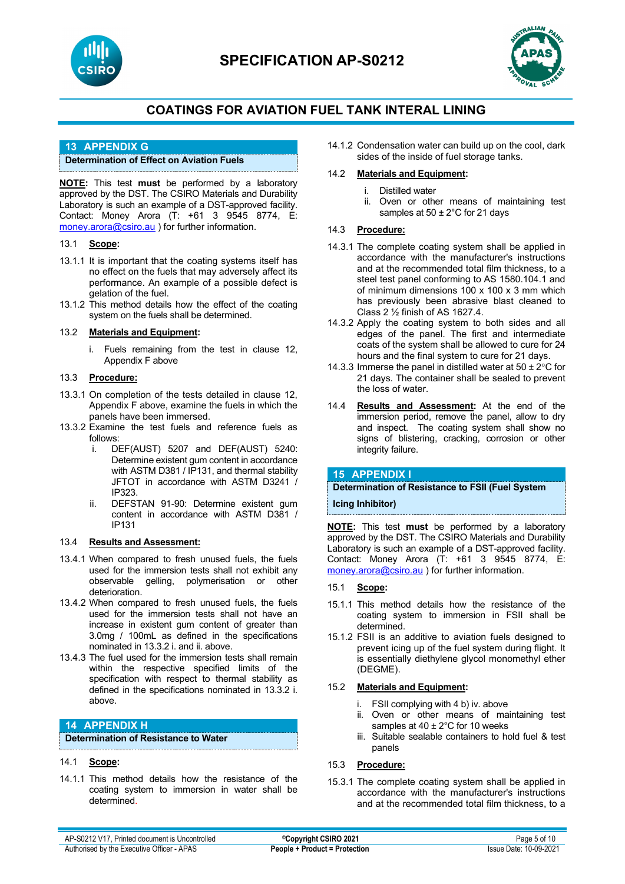## 13 APPENDIX G

**Determination of Effect on Aviation Fuels**

**NOTE:** This test **must** be performed by a laboratory approved by the DST. The CSIRO Materials and Durability Laboratory is such an example of a DST-approved facility. Contact: Money Arora (T: +61 3 9545 8774, E: money.arora@csiro.au ) for further information.

13.1 **Scope**:

13.1.1 It is important that the coating systems itself has no effect on the fuels that may adversely affect its performance. An example of a possible defect is gelation of the fuel.

13.1.2 This method details how the effect of the coating system on the fuels shall be determined.

13.2 **Materials and Equipment**:

i. Fuels remaining from the test in clause 12, Appendix F above

13.3 **Procedure:**

13.3.1 On completion of the tests detailed in clause 12, Appendix F above, examine the fuels in which the panels have been immersed.

13.3.2 Examine the test fuels and reference fuels as follows:

i. DEF(AUST) 5207 and DEF(AUST) 5240: Determine existent gum content in accordance with ASTM D381 / IP131, and thermal stability JFTOT in accordance with ASTM D3241 / IP323.

ii. DEFSTAN 91-90: Determine existent gum content in accordance with ASTM D381 / IP131

13.4 **Results and Assessment:**

13.4.1 When compared to fresh unused fuels, the fuels used for the immersion tests shall not exhibit any observable gelling, polymerisation or other deterioration.

13.4.2 When compared to fresh unused fuels, the fuels used for the immersion tests shall not have an increase in existent gum content of greater than 3.0mg / 100mL as defined in the specifications nominated in 13.3.2 i. and ii. above.

13.4.3 The fuel used for the immersion tests shall remain within the respective specified limits of the specification with respect to thermal stability as defined in the specifications nominated in 13.3.2 i. above.

## 14 APPENDIX H

**Determination of Resistance to Water**

14.1 **Scope**:

14.1.1 This method details how the resistance of the coating system to immersion in water shall be determined.

14.1.2 Condensation water can build up on the cool, dark sides of the inside of fuel storage tanks.

14.2 **Materials and Equipment:**

i. Distilled water
ii. Oven or other means of maintaining test samples at 50 ± 2°C for 21 days

14.3 **Procedure:**

14.3.1 The complete coating system shall be applied in accordance with the manufacturer's instructions and at the recommended total film thickness, to a steel test panel conforming to AS 1580.104.1 and of minimum dimensions 100 x 100 x 3 mm which has previously been abrasive blast cleaned to Class 2 ½ finish of AS 1627.4.

14.3.2 Apply the coating system to both sides and all edges of the panel. The first and intermediate coats of the system shall be allowed to cure for 24 hours and the final system to cure for 21 days.

14.3.3 Immerse the panel in distilled water at 50 ± 2°C for 21 days. The container shall be sealed to prevent the loss of water.

14.4 **Results and Assessment:** At the end of the immersion period, remove the panel, allow to dry and inspect. The coating system shall show no signs of blistering, cracking, corrosion or other integrity failure.

## 15 APPENDIX I

**Determination of Resistance to FSII (Fuel System Icing Inhibitor)**

**NOTE:** This test **must** be performed by a laboratory approved by the DST. The CSIRO Materials and Durability Laboratory is such an example of a DST-approved facility. Contact: Money Arora (T: +61 3 9545 8774, E: money.arora@csiro.au ) for further information.

15.1 **Scope**:

15.1.1 This method details how the resistance of the coating system to immersion in FSII shall be determined.

15.1.2 FSII is an additive to aviation fuels designed to prevent icing up of the fuel system during flight. It is essentially diethylene glycol monomethyl ether (DEGME).

15.2 **Materials and Equipment:**

i. FSII complying with 4 b) iv. above
ii. Oven or other means of maintaining test samples at 40 ± 2°C for 10 weeks
iii. Suitable sealable containers to hold fuel & test panels

15.3 **Procedure:**

15.3.1 The complete coating system shall be applied in accordance with the manufacturer's instructions and at the recommended total film thickness, to a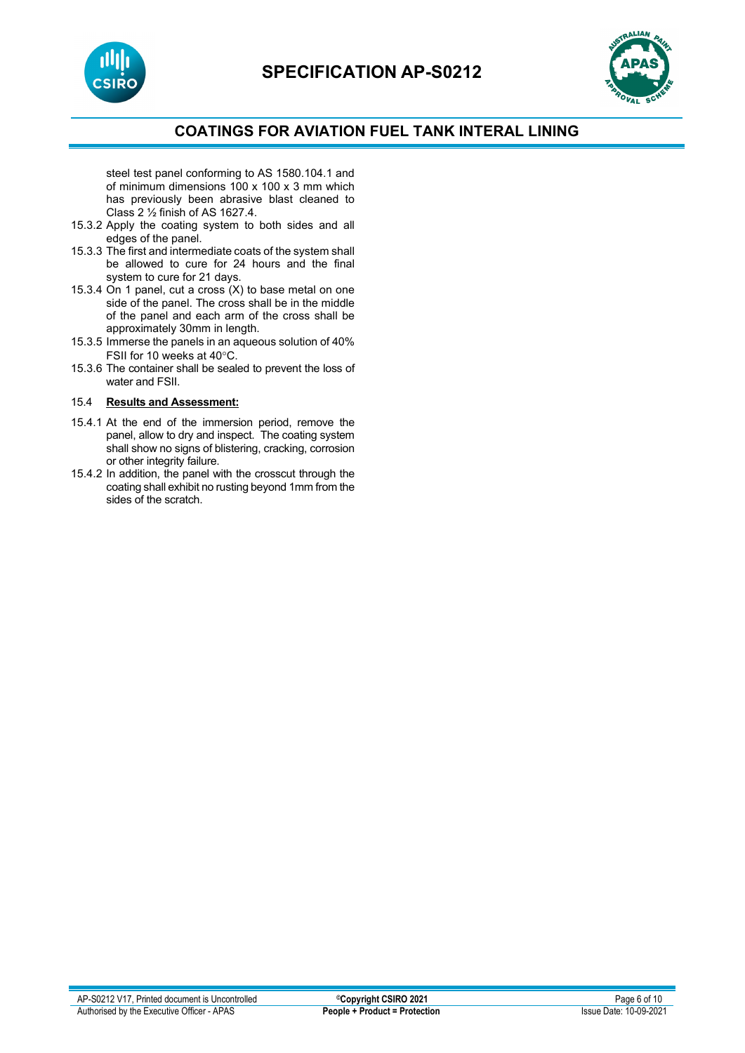steel test panel conforming to AS 1580.104.1 and of minimum dimensions 100 x 100 x 3 mm which has previously been abrasive blast cleaned to Class 2 ½ finish of AS 1627.4.

15.3.2 Apply the coating system to both sides and all edges of the panel.

15.3.3 The first and intermediate coats of the system shall be allowed to cure for 24 hours and the final system to cure for 21 days.

15.3.4 On 1 panel, cut a cross (X) to base metal on one side of the panel. The cross shall be in the middle of the panel and each arm of the cross shall be approximately 30mm in length.

15.3.5 Immerse the panels in an aqueous solution of 40% FSII for 10 weeks at 40°C.

15.3.6 The container shall be sealed to prevent the loss of water and FSII.

15.4 **Results and Assessment:**

15.4.1 At the end of the immersion period, remove the panel, allow to dry and inspect. The coating system shall show no signs of blistering, cracking, corrosion or other integrity failure.

15.4.2 In addition, the panel with the crosscut through the coating shall exhibit no rusting beyond 1mm from the sides of the scratch.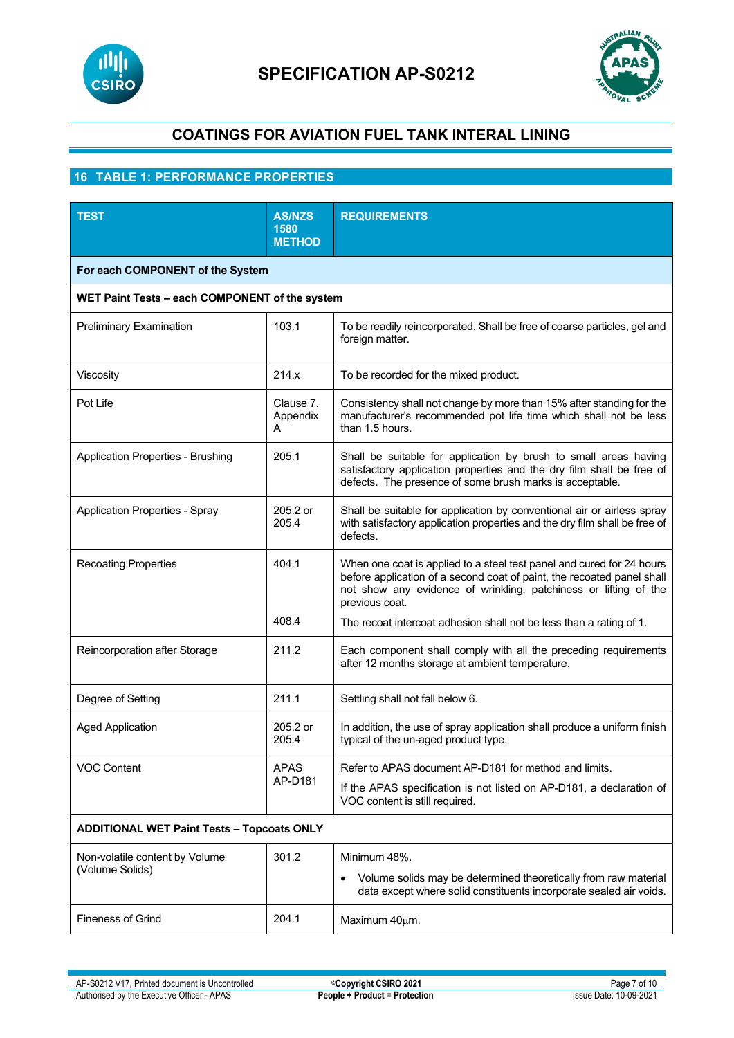## 16 TABLE 1: PERFORMANCE PROPERTIES

| TEST | AS/NZS 1580 METHOD | REQUIREMENTS |
|---|---|---|
| **For each COMPONENT of the System** | | |
| **WET Paint Tests – each COMPONENT of the system** | | |
| Preliminary Examination | 103.1 | To be readily reincorporated. Shall be free of coarse particles, gel and foreign matter. |
| Viscosity | 214.x | To be recorded for the mixed product. |
| Pot Life | Clause 7, Appendix A | Consistency shall not change by more than 15% after standing for the manufacturer's recommended pot life time which shall not be less than 1.5 hours. |
| Application Properties - Brushing | 205.1 | Shall be suitable for application by brush to small areas having satisfactory application properties and the dry film shall be free of defects. The presence of some brush marks is acceptable. |
| Application Properties - Spray | 205.2 or 205.4 | Shall be suitable for application by conventional air or airless spray with satisfactory application properties and the dry film shall be free of defects. |
| Recoating Properties | 404.1 | When one coat is applied to a steel test panel and cured for 24 hours before application of a second coat of paint, the recoated panel shall not show any evidence of wrinkling, patchiness or lifting of the previous coat. |
| | 408.4 | The recoat intercoat adhesion shall not be less than a rating of 1. |
| Reincorporation after Storage | 211.2 | Each component shall comply with all the preceding requirements after 12 months storage at ambient temperature. |
| Degree of Setting | 211.1 | Settling shall not fall below 6. |
| Aged Application | 205.2 or 205.4 | In addition, the use of spray application shall produce a uniform finish typical of the un-aged product type. |
| VOC Content | APAS AP-D181 | Refer to APAS document AP-D181 for method and limits.<br>If the APAS specification is not listed on AP-D181, a declaration of VOC content is still required. |
| **ADDITIONAL WET Paint Tests – Topcoats ONLY** | | |
| Non-volatile content by Volume (Volume Solids) | 301.2 | Minimum 48%.<br>• Volume solids may be determined theoretically from raw material data except where solid constituents incorporate sealed air voids. |
| Fineness of Grind | 204.1 | Maximum 40μm. |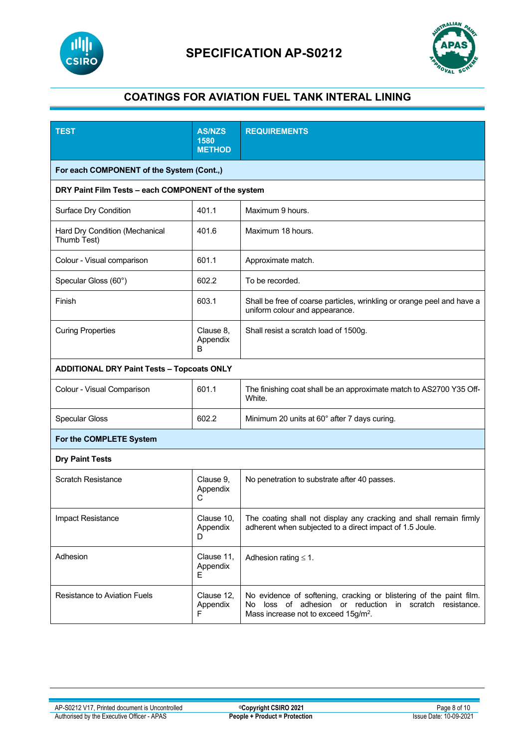# SPECIFICATION AP-S0212

## COATINGS FOR AVIATION FUEL TANK INTERAL LINING

| TEST | AS/NZS 1580 METHOD | REQUIREMENTS |
|---|---|---|
| **For each COMPONENT of the System (Cont.,)** | | |
| **DRY Paint Film Tests – each COMPONENT of the system** | | |
| Surface Dry Condition | 401.1 | Maximum 9 hours. |
| Hard Dry Condition (Mechanical Thumb Test) | 401.6 | Maximum 18 hours. |
| Colour - Visual comparison | 601.1 | Approximate match. |
| Specular Gloss (60°) | 602.2 | To be recorded. |
| Finish | 603.1 | Shall be free of coarse particles, wrinkling or orange peel and have a uniform colour and appearance. |
| Curing Properties | Clause 8, Appendix B | Shall resist a scratch load of 1500g. |
| **ADDITIONAL DRY Paint Tests – Topcoats ONLY** | | |
| Colour - Visual Comparison | 601.1 | The finishing coat shall be an approximate match to AS2700 Y35 Off-White. |
| Specular Gloss | 602.2 | Minimum 20 units at 60° after 7 days curing. |
| **For the COMPLETE System** | | |
| **Dry Paint Tests** | | |
| Scratch Resistance | Clause 9, Appendix C | No penetration to substrate after 40 passes. |
| Impact Resistance | Clause 10, Appendix D | The coating shall not display any cracking and shall remain firmly adherent when subjected to a direct impact of 1.5 Joule. |
| Adhesion | Clause 11, Appendix E | Adhesion rating $\leq$ 1. |
| Resistance to Aviation Fuels | Clause 12, Appendix F | No evidence of softening, cracking or blistering of the paint film. No loss of adhesion or reduction in scratch resistance. Mass increase not to exceed 15g/m$^2$. |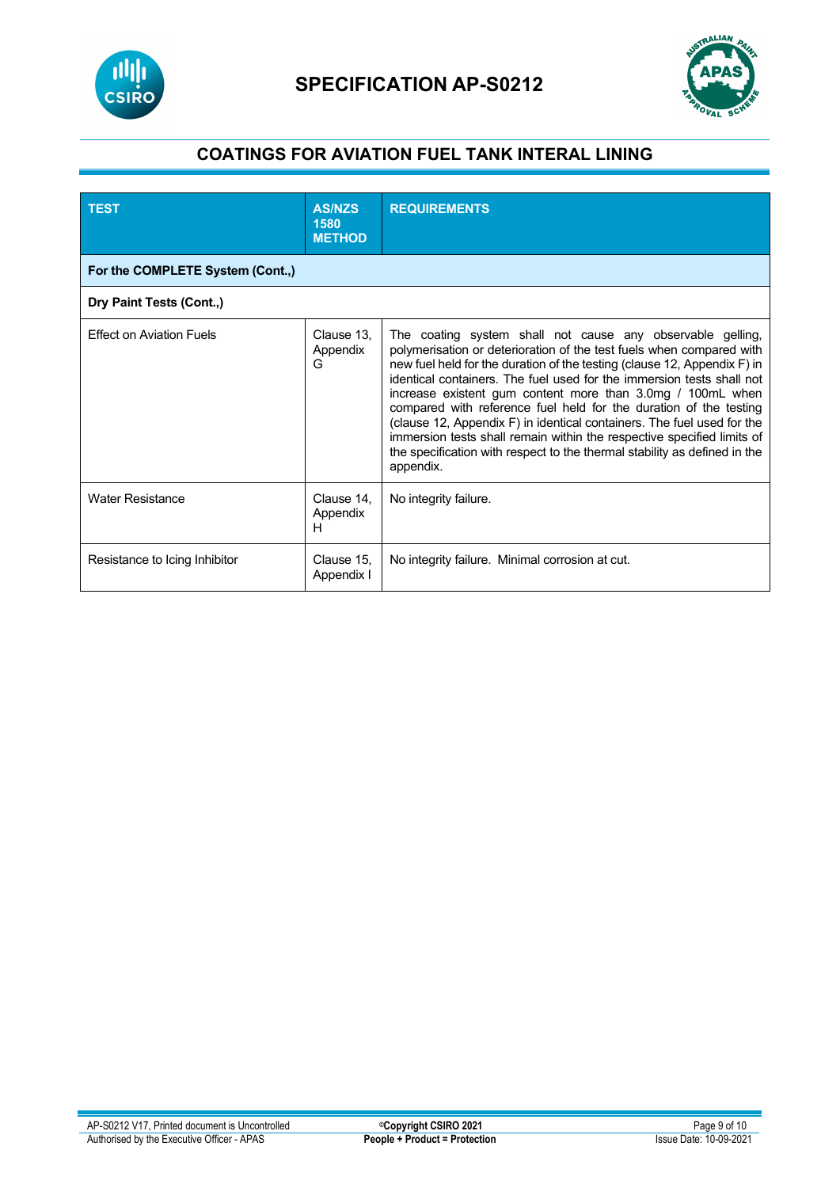## COATINGS FOR AVIATION FUEL TANK INTERAL LINING

| TEST | AS/NZS 1580 METHOD | REQUIREMENTS |
| --- | --- | --- |
| **For the COMPLETE System (Cont.,)** | | |
| **Dry Paint Tests (Cont.,)** | | |
| Effect on Aviation Fuels | Clause 13, Appendix G | The coating system shall not cause any observable gelling, polymerisation or deterioration of the test fuels when compared with new fuel held for the duration of the testing (clause 12, Appendix F) in identical containers. The fuel used for the immersion tests shall not increase existent gum content more than 3.0mg / 100mL when compared with reference fuel held for the duration of the testing (clause 12, Appendix F) in identical containers. The fuel used for the immersion tests shall remain within the respective specified limits of the specification with respect to the thermal stability as defined in the appendix. |
| Water Resistance | Clause 14, Appendix H | No integrity failure. |
| Resistance to Icing Inhibitor | Clause 15, Appendix I | No integrity failure. Minimal corrosion at cut. |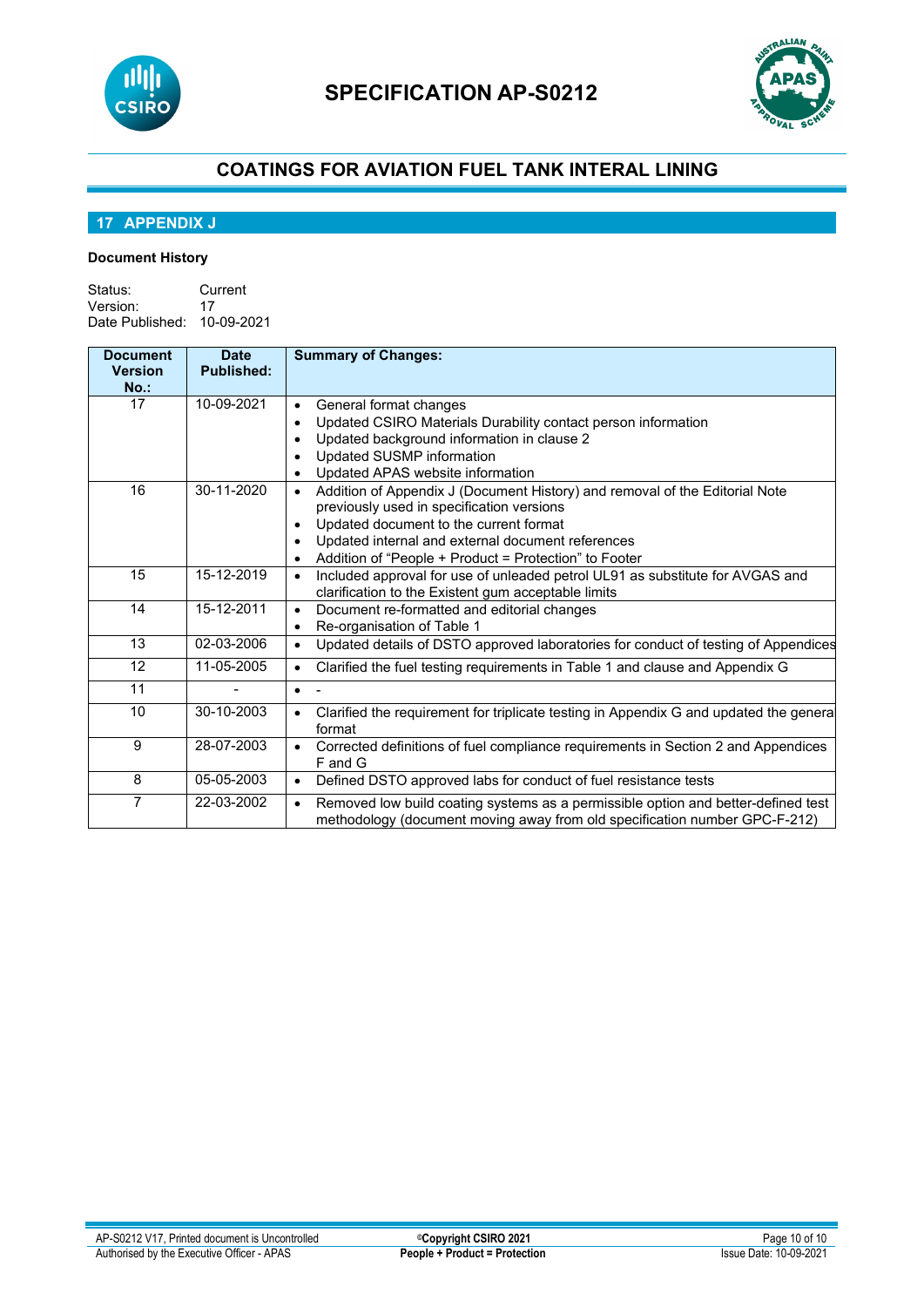## 17 APPENDIX J

**Document History**

Status: Current
Version: 17
Date Published: 10-09-2021

| Document Version No.: | Date Published: | Summary of Changes: |
|---|---|---|
| 17 | 10-09-2021 | • General format changes<br>• Updated CSIRO Materials Durability contact person information<br>• Updated background information in clause 2<br>• Updated SUSMP information<br>• Updated APAS website information |
| 16 | 30-11-2020 | • Addition of Appendix J (Document History) and removal of the Editorial Note previously used in specification versions<br>• Updated document to the current format<br>• Updated internal and external document references<br>• Addition of "People + Product = Protection" to Footer |
| 15 | 15-12-2019 | • Included approval for use of unleaded petrol UL91 as substitute for AVGAS and clarification to the Existent gum acceptable limits |
| 14 | 15-12-2011 | • Document re-formatted and editorial changes<br>• Re-organisation of Table 1 |
| 13 | 02-03-2006 | • Updated details of DSTO approved laboratories for conduct of testing of Appendices |
| 12 | 11-05-2005 | • Clarified the fuel testing requirements in Table 1 and clause and Appendix G |
| 11 | - | • - |
| 10 | 30-10-2003 | • Clarified the requirement for triplicate testing in Appendix G and updated the genera format |
| 9 | 28-07-2003 | • Corrected definitions of fuel compliance requirements in Section 2 and Appendices F and G |
| 8 | 05-05-2003 | • Defined DSTO approved labs for conduct of fuel resistance tests |
| 7 | 22-03-2002 | • Removed low build coating systems as a permissible option and better-defined test methodology (document moving away from old specification number GPC-F-212) |